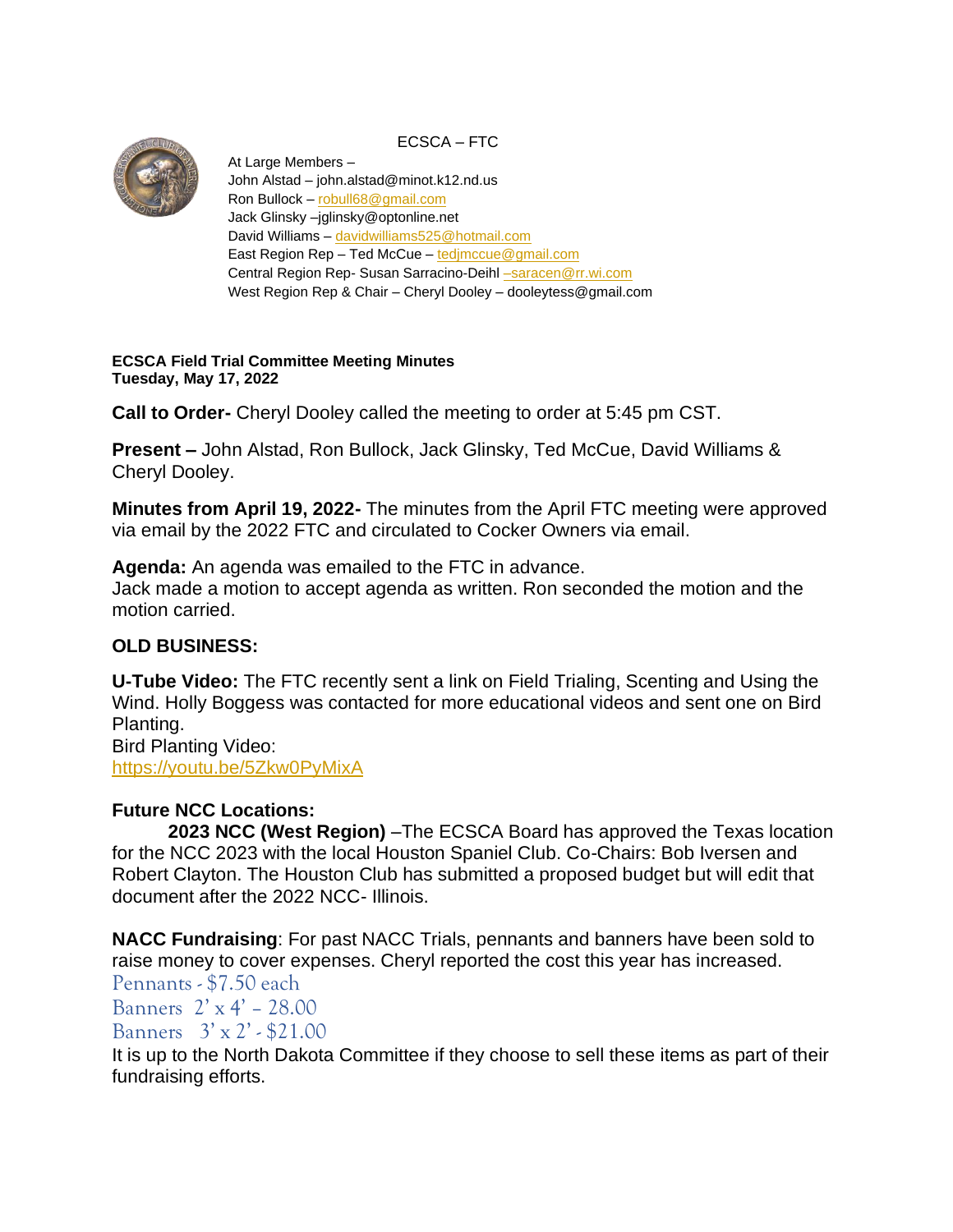ECSCA – FTC

At Large Members –
John Alstad – john.alstad@minot.k12.nd.us
Ron Bullock – robull68@gmail.com
Jack Glinsky –jglinsky@optonline.net
David Williams – davidwilliams525@hotmail.com
East Region Rep – Ted McCue – tedjmccue@gmail.com
Central Region Rep- Susan Sarracino-Deihl –saracen@rr.wi.com
West Region Rep & Chair – Cheryl Dooley – dooleytess@gmail.com

**ECSCA Field Trial Committee Meeting Minutes**
**Tuesday, May 17, 2022**

**Call to Order-** Cheryl Dooley called the meeting to order at 5:45 pm CST.

**Present –** John Alstad, Ron Bullock, Jack Glinsky, Ted McCue, David Williams & Cheryl Dooley.

**Minutes from April 19, 2022-** The minutes from the April FTC meeting were approved via email by the 2022 FTC and circulated to Cocker Owners via email.

**Agenda:** An agenda was emailed to the FTC in advance.
Jack made a motion to accept agenda as written. Ron seconded the motion and the motion carried.

**OLD BUSINESS:**

**U-Tube Video:** The FTC recently sent a link on Field Trialing, Scenting and Using the Wind. Holly Boggess was contacted for more educational videos and sent one on Bird Planting.
Bird Planting Video:
https://youtu.be/5Zkw0PyMixA

**Future NCC Locations:**

**2023 NCC (West Region)** –The ECSCA Board has approved the Texas location for the NCC 2023 with the local Houston Spaniel Club. Co-Chairs: Bob Iversen and Robert Clayton. The Houston Club has submitted a proposed budget but will edit that document after the 2022 NCC- Illinois.

**NACC Fundraising**: For past NACC Trials, pennants and banners have been sold to raise money to cover expenses. Cheryl reported the cost this year has increased.
Pennants - $7.50 each
Banners 2' x 4' – 28.00
Banners 3' x 2' - $21.00
It is up to the North Dakota Committee if they choose to sell these items as part of their fundraising efforts.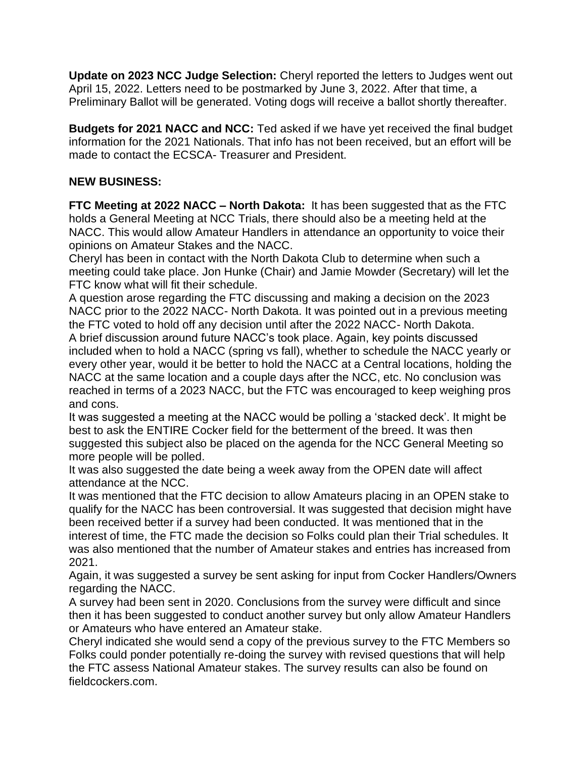**Update on 2023 NCC Judge Selection:** Cheryl reported the letters to Judges went out April 15, 2022. Letters need to be postmarked by June 3, 2022. After that time, a Preliminary Ballot will be generated. Voting dogs will receive a ballot shortly thereafter.

**Budgets for 2021 NACC and NCC:** Ted asked if we have yet received the final budget information for the 2021 Nationals. That info has not been received, but an effort will be made to contact the ECSCA- Treasurer and President.

**NEW BUSINESS:**

**FTC Meeting at 2022 NACC – North Dakota:** It has been suggested that as the FTC holds a General Meeting at NCC Trials, there should also be a meeting held at the NACC. This would allow Amateur Handlers in attendance an opportunity to voice their opinions on Amateur Stakes and the NACC.

Cheryl has been in contact with the North Dakota Club to determine when such a meeting could take place. Jon Hunke (Chair) and Jamie Mowder (Secretary) will let the FTC know what will fit their schedule.

A question arose regarding the FTC discussing and making a decision on the 2023 NACC prior to the 2022 NACC- North Dakota. It was pointed out in a previous meeting the FTC voted to hold off any decision until after the 2022 NACC- North Dakota.

A brief discussion around future NACC's took place. Again, key points discussed included when to hold a NACC (spring vs fall), whether to schedule the NACC yearly or every other year, would it be better to hold the NACC at a Central locations, holding the NACC at the same location and a couple days after the NCC, etc. No conclusion was reached in terms of a 2023 NACC, but the FTC was encouraged to keep weighing pros and cons.

It was suggested a meeting at the NACC would be polling a 'stacked deck'. It might be best to ask the ENTIRE Cocker field for the betterment of the breed. It was then suggested this subject also be placed on the agenda for the NCC General Meeting so more people will be polled.

It was also suggested the date being a week away from the OPEN date will affect attendance at the NCC.

It was mentioned that the FTC decision to allow Amateurs placing in an OPEN stake to qualify for the NACC has been controversial. It was suggested that decision might have been received better if a survey had been conducted. It was mentioned that in the interest of time, the FTC made the decision so Folks could plan their Trial schedules. It was also mentioned that the number of Amateur stakes and entries has increased from 2021.

Again, it was suggested a survey be sent asking for input from Cocker Handlers/Owners regarding the NACC.

A survey had been sent in 2020. Conclusions from the survey were difficult and since then it has been suggested to conduct another survey but only allow Amateur Handlers or Amateurs who have entered an Amateur stake.

Cheryl indicated she would send a copy of the previous survey to the FTC Members so Folks could ponder potentially re-doing the survey with revised questions that will help the FTC assess National Amateur stakes. The survey results can also be found on fieldcockers.com.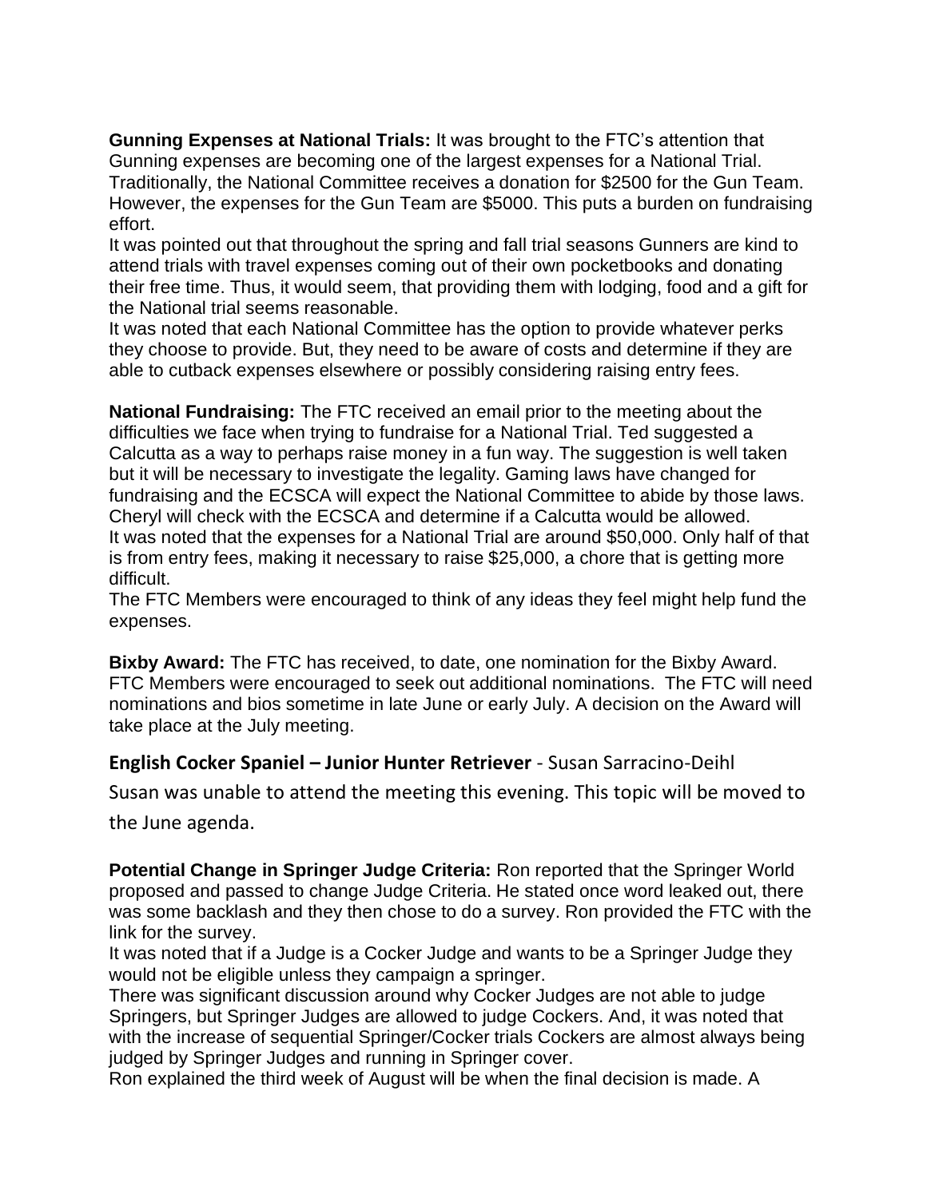**Gunning Expenses at National Trials:** It was brought to the FTC's attention that Gunning expenses are becoming one of the largest expenses for a National Trial. Traditionally, the National Committee receives a donation for $2500 for the Gun Team. However, the expenses for the Gun Team are $5000. This puts a burden on fundraising effort.

It was pointed out that throughout the spring and fall trial seasons Gunners are kind to attend trials with travel expenses coming out of their own pocketbooks and donating their free time. Thus, it would seem, that providing them with lodging, food and a gift for the National trial seems reasonable.

It was noted that each National Committee has the option to provide whatever perks they choose to provide. But, they need to be aware of costs and determine if they are able to cutback expenses elsewhere or possibly considering raising entry fees.

**National Fundraising:** The FTC received an email prior to the meeting about the difficulties we face when trying to fundraise for a National Trial. Ted suggested a Calcutta as a way to perhaps raise money in a fun way. The suggestion is well taken but it will be necessary to investigate the legality. Gaming laws have changed for fundraising and the ECSCA will expect the National Committee to abide by those laws. Cheryl will check with the ECSCA and determine if a Calcutta would be allowed.

It was noted that the expenses for a National Trial are around $50,000. Only half of that is from entry fees, making it necessary to raise $25,000, a chore that is getting more difficult.

The FTC Members were encouraged to think of any ideas they feel might help fund the expenses.

**Bixby Award:** The FTC has received, to date, one nomination for the Bixby Award. FTC Members were encouraged to seek out additional nominations. The FTC will need nominations and bios sometime in late June or early July. A decision on the Award will take place at the July meeting.

**English Cocker Spaniel – Junior Hunter Retriever** - Susan Sarracino-Deihl

Susan was unable to attend the meeting this evening. This topic will be moved to the June agenda.

**Potential Change in Springer Judge Criteria:** Ron reported that the Springer World proposed and passed to change Judge Criteria. He stated once word leaked out, there was some backlash and they then chose to do a survey. Ron provided the FTC with the link for the survey.

It was noted that if a Judge is a Cocker Judge and wants to be a Springer Judge they would not be eligible unless they campaign a springer.

There was significant discussion around why Cocker Judges are not able to judge Springers, but Springer Judges are allowed to judge Cockers. And, it was noted that with the increase of sequential Springer/Cocker trials Cockers are almost always being judged by Springer Judges and running in Springer cover.

Ron explained the third week of August will be when the final decision is made. A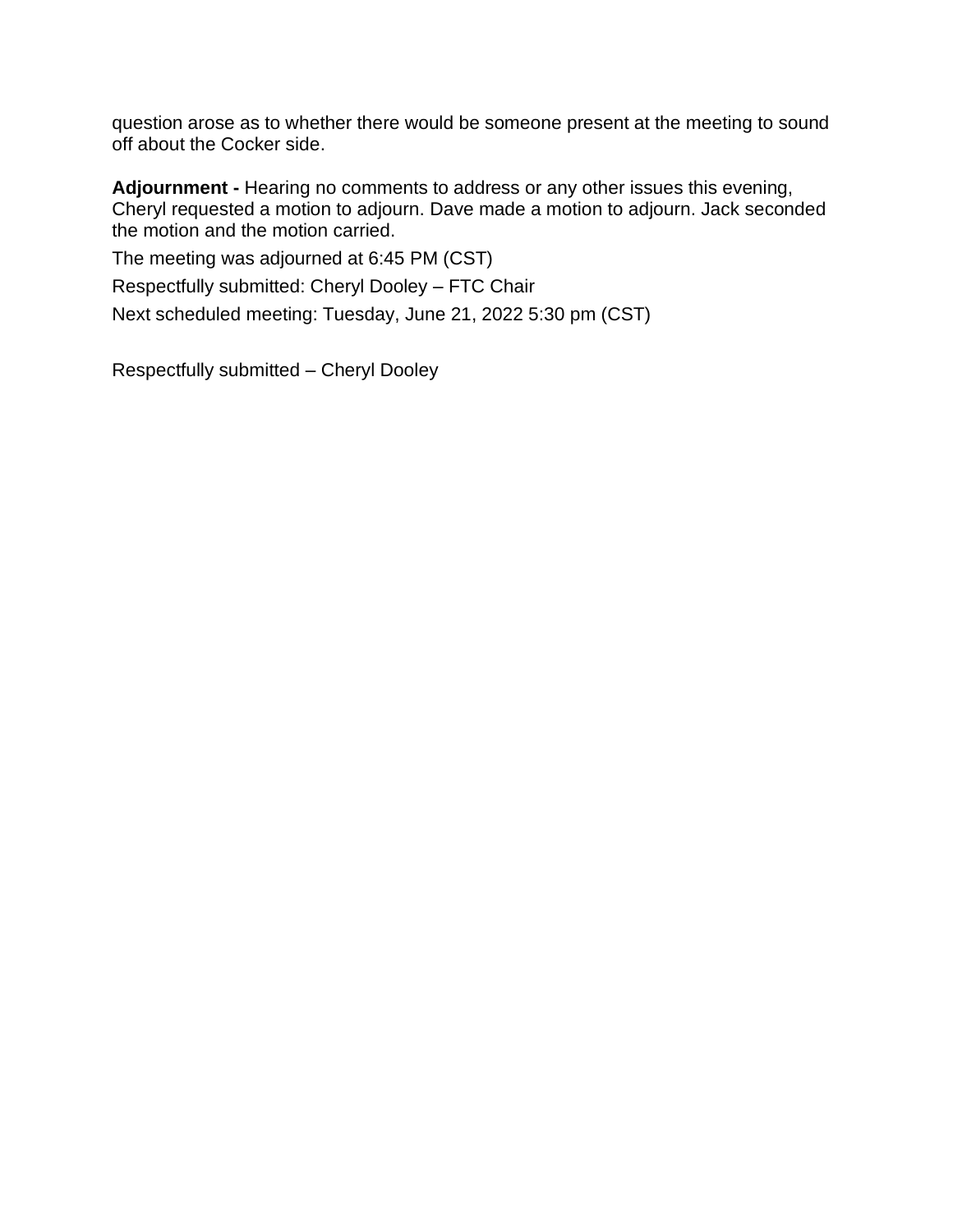question arose as to whether there would be someone present at the meeting to sound off about the Cocker side.

**Adjournment -** Hearing no comments to address or any other issues this evening, Cheryl requested a motion to adjourn. Dave made a motion to adjourn. Jack seconded the motion and the motion carried.

The meeting was adjourned at 6:45 PM (CST)

Respectfully submitted: Cheryl Dooley – FTC Chair

Next scheduled meeting: Tuesday, June 21, 2022 5:30 pm (CST)

Respectfully submitted – Cheryl Dooley